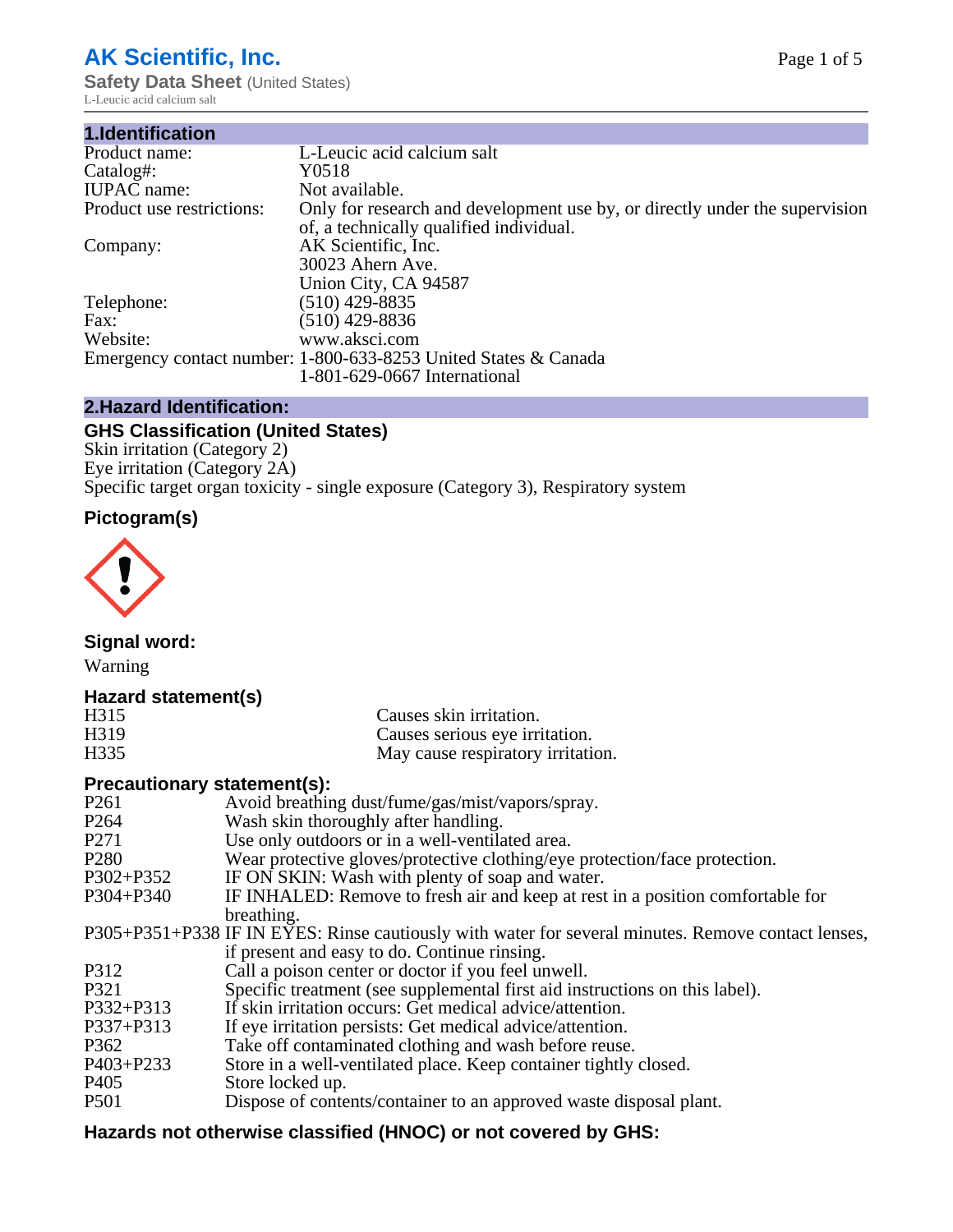# AK Scientific, Inc.

**Safety Data Sheet** (United States)

L-Leucic acid calcium salt

## 1.Identification

| | |
|---|---|
| Product name: | L-Leucic acid calcium salt |
| Catalog#: | Y0518 |
| IUPAC name: | Not available. |
| Product use restrictions: | Only for research and development use by, or directly under the supervision of, a technically qualified individual. |
| Company: | AK Scientific, Inc.<br>30023 Ahern Ave.<br>Union City, CA 94587 |
| Telephone: | (510) 429-8835 |
| Fax: | (510) 429-8836 |
| Website: | www.aksci.com |
| Emergency contact number: | 1-800-633-8253 United States & Canada<br>1-801-629-0667 International |

## 2.Hazard Identification:

### GHS Classification (United States)

Skin irritation (Category 2)
Eye irritation (Category 2A)
Specific target organ toxicity - single exposure (Category 3), Respiratory system

### Pictogram(s)

### Signal word:

Warning

### Hazard statement(s)

| | |
|---|---|
| H315 | Causes skin irritation. |
| H319 | Causes serious eye irritation. |
| H335 | May cause respiratory irritation. |

### Precautionary statement(s):

| | |
|---|---|
| P261 | Avoid breathing dust/fume/gas/mist/vapors/spray. |
| P264 | Wash skin thoroughly after handling. |
| P271 | Use only outdoors or in a well-ventilated area. |
| P280 | Wear protective gloves/protective clothing/eye protection/face protection. |
| P302+P352 | IF ON SKIN: Wash with plenty of soap and water. |
| P304+P340 | IF INHALED: Remove to fresh air and keep at rest in a position comfortable for breathing. |
| P305+P351+P338 | IF IN EYES: Rinse cautiously with water for several minutes. Remove contact lenses, if present and easy to do. Continue rinsing. |
| P312 | Call a poison center or doctor if you feel unwell. |
| P321 | Specific treatment (see supplemental first aid instructions on this label). |
| P332+P313 | If skin irritation occurs: Get medical advice/attention. |
| P337+P313 | If eye irritation persists: Get medical advice/attention. |
| P362 | Take off contaminated clothing and wash before reuse. |
| P403+P233 | Store in a well-ventilated place. Keep container tightly closed. |
| P405 | Store locked up. |
| P501 | Dispose of contents/container to an approved waste disposal plant. |

### Hazards not otherwise classified (HNOC) or not covered by GHS: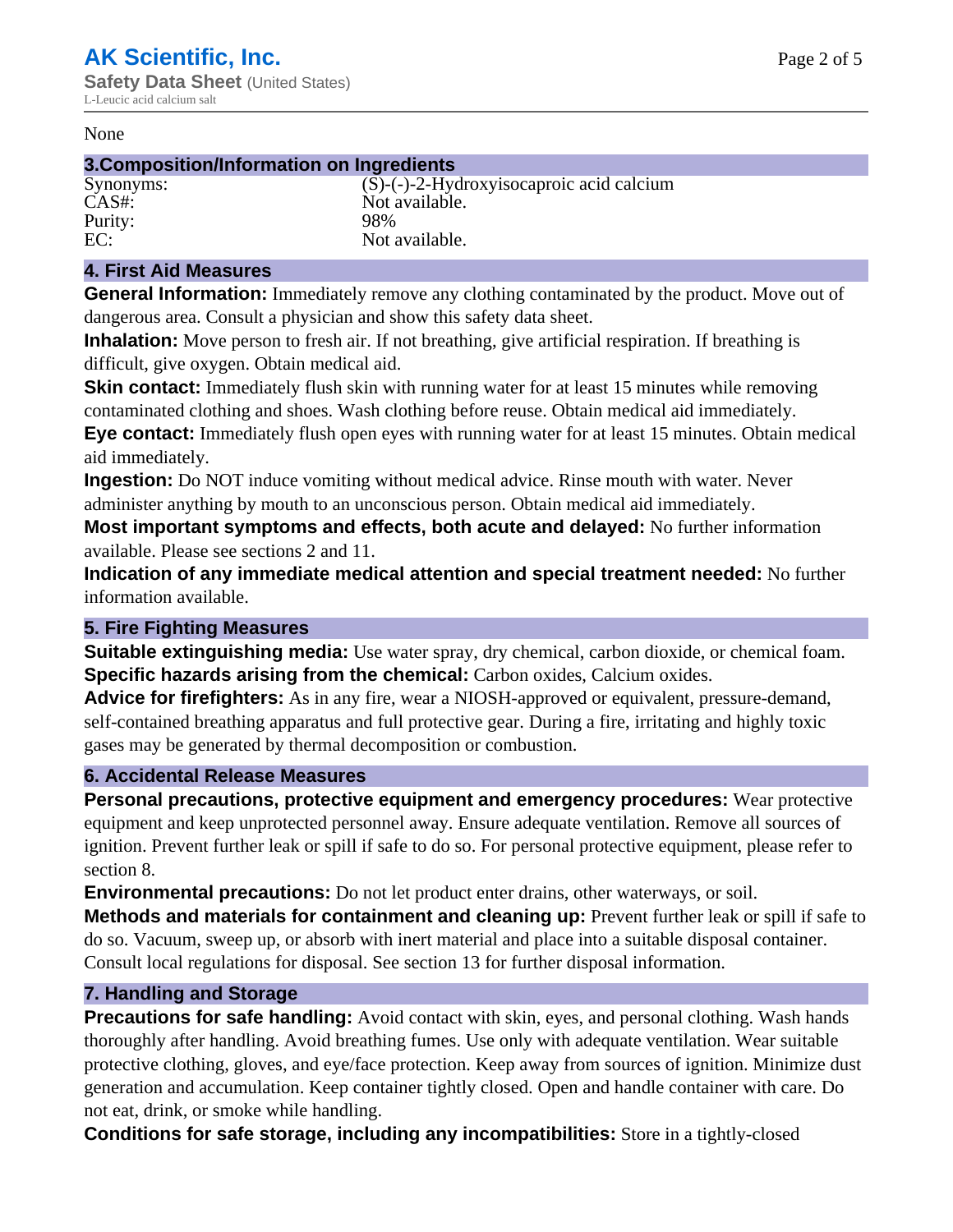None

## 3.Composition/Information on Ingredients

| | |
|---|---|
| Synonyms: | (S)-(-)-2-Hydroxyisocaproic acid calcium |
| CAS#: | Not available. |
| Purity: | 98% |
| EC: | Not available. |

## 4. First Aid Measures

**General Information:** Immediately remove any clothing contaminated by the product. Move out of dangerous area. Consult a physician and show this safety data sheet.

**Inhalation:** Move person to fresh air. If not breathing, give artificial respiration. If breathing is difficult, give oxygen. Obtain medical aid.

**Skin contact:** Immediately flush skin with running water for at least 15 minutes while removing contaminated clothing and shoes. Wash clothing before reuse. Obtain medical aid immediately.

**Eye contact:** Immediately flush open eyes with running water for at least 15 minutes. Obtain medical aid immediately.

**Ingestion:** Do NOT induce vomiting without medical advice. Rinse mouth with water. Never administer anything by mouth to an unconscious person. Obtain medical aid immediately.

**Most important symptoms and effects, both acute and delayed:** No further information available. Please see sections 2 and 11.

**Indication of any immediate medical attention and special treatment needed:** No further information available.

## 5. Fire Fighting Measures

**Suitable extinguishing media:** Use water spray, dry chemical, carbon dioxide, or chemical foam.

**Specific hazards arising from the chemical:** Carbon oxides, Calcium oxides.

**Advice for firefighters:** As in any fire, wear a NIOSH-approved or equivalent, pressure-demand, self-contained breathing apparatus and full protective gear. During a fire, irritating and highly toxic gases may be generated by thermal decomposition or combustion.

## 6. Accidental Release Measures

**Personal precautions, protective equipment and emergency procedures:** Wear protective equipment and keep unprotected personnel away. Ensure adequate ventilation. Remove all sources of ignition. Prevent further leak or spill if safe to do so. For personal protective equipment, please refer to section 8.

**Environmental precautions:** Do not let product enter drains, other waterways, or soil.

**Methods and materials for containment and cleaning up:** Prevent further leak or spill if safe to do so. Vacuum, sweep up, or absorb with inert material and place into a suitable disposal container. Consult local regulations for disposal. See section 13 for further disposal information.

## 7. Handling and Storage

**Precautions for safe handling:** Avoid contact with skin, eyes, and personal clothing. Wash hands thoroughly after handling. Avoid breathing fumes. Use only with adequate ventilation. Wear suitable protective clothing, gloves, and eye/face protection. Keep away from sources of ignition. Minimize dust generation and accumulation. Keep container tightly closed. Open and handle container with care. Do not eat, drink, or smoke while handling.

**Conditions for safe storage, including any incompatibilities:** Store in a tightly-closed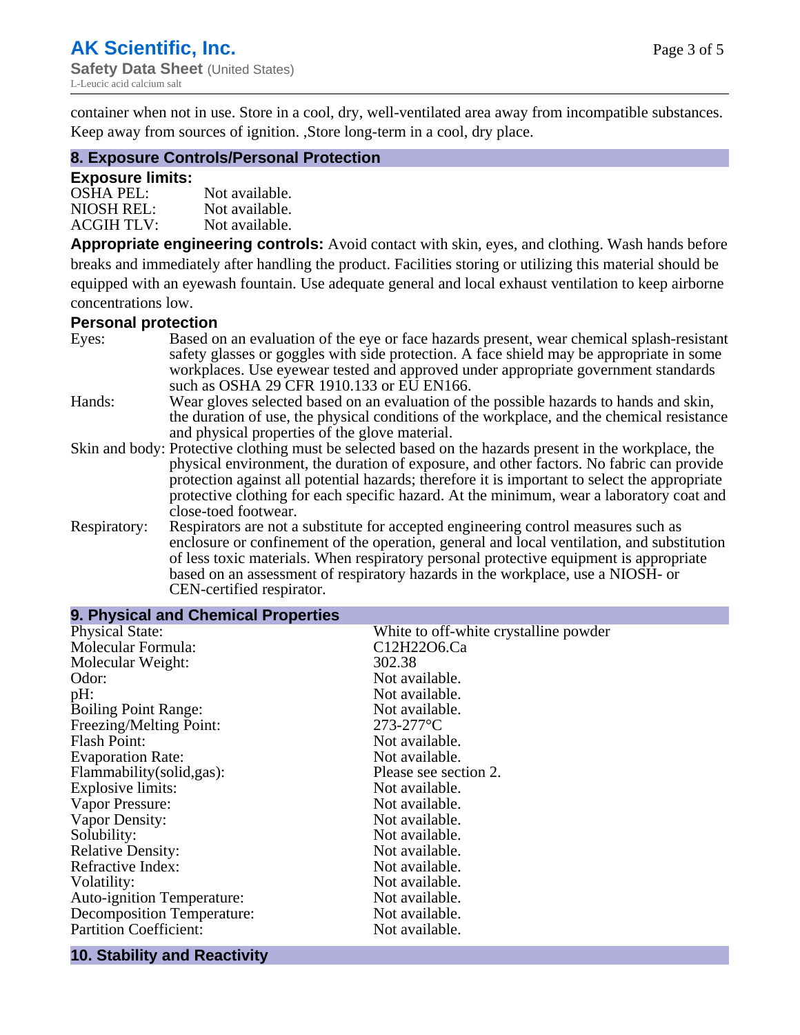container when not in use. Store in a cool, dry, well-ventilated area away from incompatible substances. Keep away from sources of ignition. ,Store long-term in a cool, dry place.

## 8. Exposure Controls/Personal Protection

### Exposure limits:

| | |
|---|---|
| OSHA PEL: | Not available. |
| NIOSH REL: | Not available. |
| ACGIH TLV: | Not available. |

**Appropriate engineering controls:** Avoid contact with skin, eyes, and clothing. Wash hands before breaks and immediately after handling the product. Facilities storing or utilizing this material should be equipped with an eyewash fountain. Use adequate general and local exhaust ventilation to keep airborne concentrations low.

### Personal protection

| | |
|---|---|
| Eyes: | Based on an evaluation of the eye or face hazards present, wear chemical splash-resistant safety glasses or goggles with side protection. A face shield may be appropriate in some workplaces. Use eyewear tested and approved under appropriate government standards such as OSHA 29 CFR 1910.133 or EU EN166. |
| Hands: | Wear gloves selected based on an evaluation of the possible hazards to hands and skin, the duration of use, the physical conditions of the workplace, and the chemical resistance and physical properties of the glove material. |
| Skin and body: | Protective clothing must be selected based on the hazards present in the workplace, the physical environment, the duration of exposure, and other factors. No fabric can provide protection against all potential hazards; therefore it is important to select the appropriate protective clothing for each specific hazard. At the minimum, wear a laboratory coat and close-toed footwear. |
| Respiratory: | Respirators are not a substitute for accepted engineering control measures such as enclosure or confinement of the operation, general and local ventilation, and substitution of less toxic materials. When respiratory personal protective equipment is appropriate based on an assessment of respiratory hazards in the workplace, use a NIOSH- or CEN-certified respirator. |

## 9. Physical and Chemical Properties

| | |
|---|---|
| Physical State: | White to off-white crystalline powder |
| Molecular Formula: | C12H22O6.Ca |
| Molecular Weight: | 302.38 |
| Odor: | Not available. |
| pH: | Not available. |
| Boiling Point Range: | Not available. |
| Freezing/Melting Point: | 273-277°C |
| Flash Point: | Not available. |
| Evaporation Rate: | Not available. |
| Flammability(solid,gas): | Please see section 2. |
| Explosive limits: | Not available. |
| Vapor Pressure: | Not available. |
| Vapor Density: | Not available. |
| Solubility: | Not available. |
| Relative Density: | Not available. |
| Refractive Index: | Not available. |
| Volatility: | Not available. |
| Auto-ignition Temperature: | Not available. |
| Decomposition Temperature: | Not available. |
| Partition Coefficient: | Not available. |

## 10. Stability and Reactivity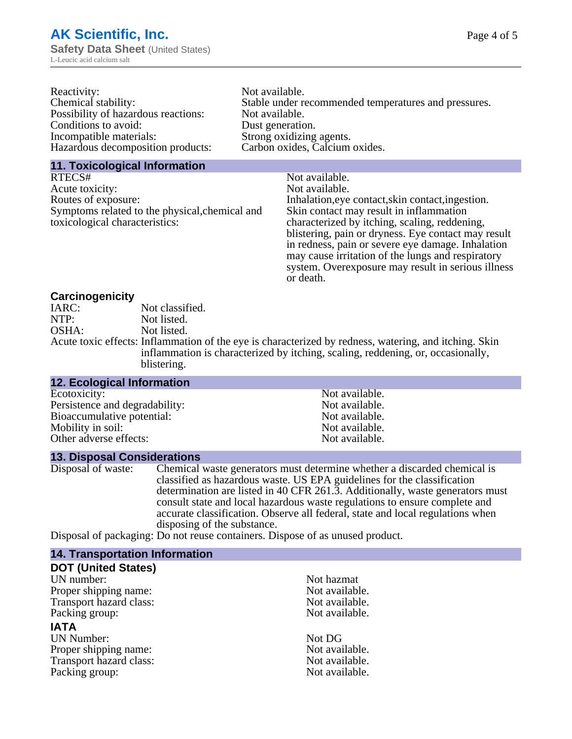| | |
|---|---|
| Reactivity: | Not available. |
| Chemical stability: | Stable under recommended temperatures and pressures. |
| Possibility of hazardous reactions: | Not available. |
| Conditions to avoid: | Dust generation. |
| Incompatible materials: | Strong oxidizing agents. |
| Hazardous decomposition products: | Carbon oxides, Calcium oxides. |

## 11. Toxicological Information

| | |
|---|---|
| RTECS# | Not available. |
| Acute toxicity: | Not available. |
| Routes of exposure: | Inhalation,eye contact,skin contact,ingestion. |
| Symptoms related to the physical,chemical and toxicological characteristics: | Skin contact may result in inflammation characterized by itching, scaling, reddening, blistering, pain or dryness. Eye contact may result in redness, pain or severe eye damage. Inhalation may cause irritation of the lungs and respiratory system. Overexposure may result in serious illness or death. |

### Carcinogenicity

| | |
|---|---|
| IARC: | Not classified. |
| NTP: | Not listed. |
| OSHA: | Not listed. |
| Acute toxic effects: | Inflammation of the eye is characterized by redness, watering, and itching. Skin inflammation is characterized by itching, scaling, reddening, or, occasionally, blistering. |

## 12. Ecological Information

| | |
|---|---|
| Ecotoxicity: | Not available. |
| Persistence and degradability: | Not available. |
| Bioaccumulative potential: | Not available. |
| Mobility in soil: | Not available. |
| Other adverse effects: | Not available. |

## 13. Disposal Considerations

| | |
|---|---|
| Disposal of waste: | Chemical waste generators must determine whether a discarded chemical is classified as hazardous waste. US EPA guidelines for the classification determination are listed in 40 CFR 261.3. Additionally, waste generators must consult state and local hazardous waste regulations to ensure complete and accurate classification. Observe all federal, state and local regulations when disposing of the substance. |
| Disposal of packaging: | Do not reuse containers. Dispose of as unused product. |

## 14. Transportation Information

### DOT (United States)

| | |
|---|---|
| UN number: | Not hazmat |
| Proper shipping name: | Not available. |
| Transport hazard class: | Not available. |
| Packing group: | Not available. |

### IATA

| | |
|---|---|
| UN Number: | Not DG |
| Proper shipping name: | Not available. |
| Transport hazard class: | Not available. |
| Packing group: | Not available. |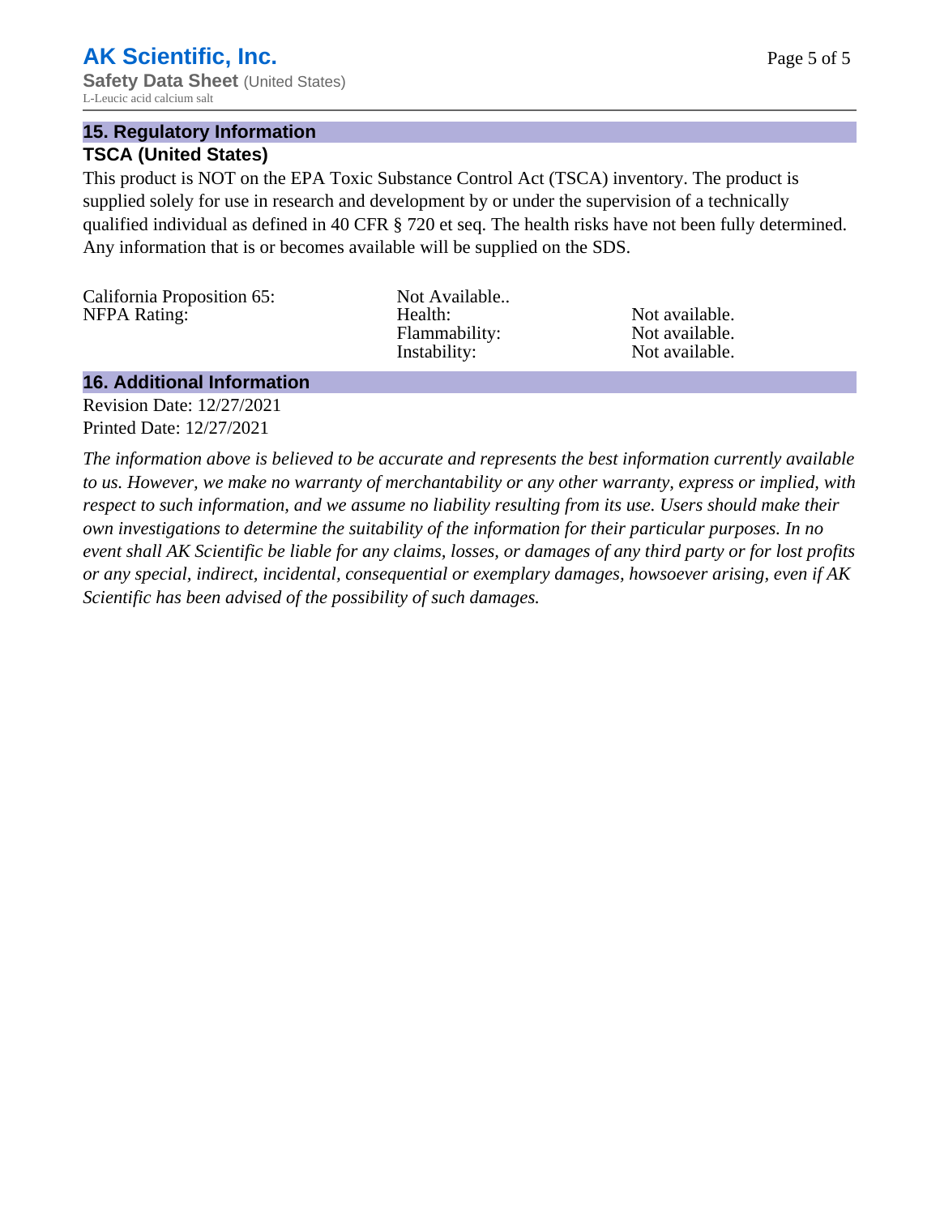## 15. Regulatory Information

### TSCA (United States)

This product is NOT on the EPA Toxic Substance Control Act (TSCA) inventory. The product is supplied solely for use in research and development by or under the supervision of a technically qualified individual as defined in 40 CFR § 720 et seq. The health risks have not been fully determined. Any information that is or becomes available will be supplied on the SDS.

| | | |
|---|---|---|
| California Proposition 65: | Not Available.. | |
| NFPA Rating: | Health: | Not available. |
| | Flammability: | Not available. |
| | Instability: | Not available. |

## 16. Additional Information

Revision Date: 12/27/2021
Printed Date: 12/27/2021

*The information above is believed to be accurate and represents the best information currently available to us. However, we make no warranty of merchantability or any other warranty, express or implied, with respect to such information, and we assume no liability resulting from its use. Users should make their own investigations to determine the suitability of the information for their particular purposes. In no event shall AK Scientific be liable for any claims, losses, or damages of any third party or for lost profits or any special, indirect, incidental, consequential or exemplary damages, howsoever arising, even if AK Scientific has been advised of the possibility of such damages.*